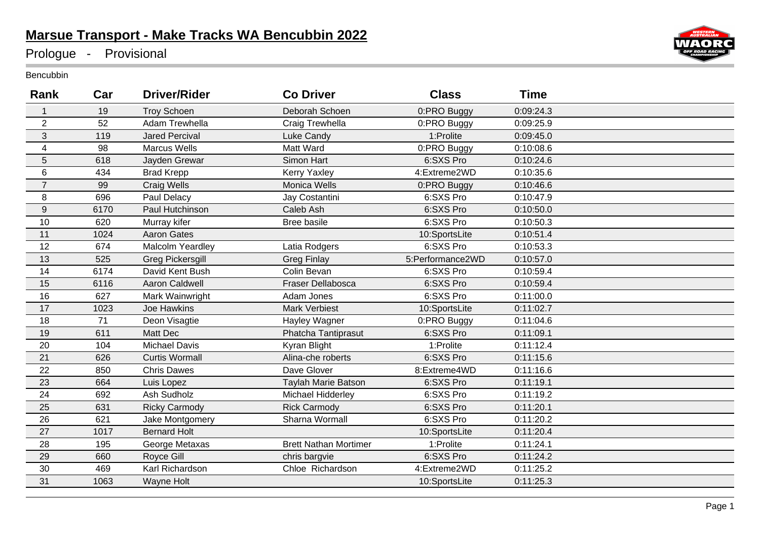# Marsue Transport - Make Tracks WA Bencubbin 2022

## Prologue - Provisional

Bencubbin

| Rank | Car | Driver/Rider | Co Driver | Class | Time |
|---|---|---|---|---|---|
| 1 | 19 | Troy Schoen | Deborah Schoen | 0:PRO Buggy | 0:09:24.3 |
| 2 | 52 | Adam Trewhella | Craig Trewhella | 0:PRO Buggy | 0:09:25.9 |
| 3 | 119 | Jared Percival | Luke Candy | 1:Prolite | 0:09:45.0 |
| 4 | 98 | Marcus Wells | Matt Ward | 0:PRO Buggy | 0:10:08.6 |
| 5 | 618 | Jayden Grewar | Simon Hart | 6:SXS Pro | 0:10:24.6 |
| 6 | 434 | Brad Krepp | Kerry Yaxley | 4:Extreme2WD | 0:10:35.6 |
| 7 | 99 | Craig Wells | Monica Wells | 0:PRO Buggy | 0:10:46.6 |
| 8 | 696 | Paul Delacy | Jay Costantini | 6:SXS Pro | 0:10:47.9 |
| 9 | 6170 | Paul Hutchinson | Caleb Ash | 6:SXS Pro | 0:10:50.0 |
| 10 | 620 | Murray kifer | Bree basile | 6:SXS Pro | 0:10:50.3 |
| 11 | 1024 | Aaron Gates | | 10:SportsLite | 0:10:51.4 |
| 12 | 674 | Malcolm Yeardley | Latia Rodgers | 6:SXS Pro | 0:10:53.3 |
| 13 | 525 | Greg Pickersgill | Greg Finlay | 5:Performance2WD | 0:10:57.0 |
| 14 | 6174 | David Kent Bush | Colin Bevan | 6:SXS Pro | 0:10:59.4 |
| 15 | 6116 | Aaron Caldwell | Fraser Dellabosca | 6:SXS Pro | 0:10:59.4 |
| 16 | 627 | Mark Wainwright | Adam Jones | 6:SXS Pro | 0:11:00.0 |
| 17 | 1023 | Joe Hawkins | Mark Verbiest | 10:SportsLite | 0:11:02.7 |
| 18 | 71 | Deon Visagtie | Hayley Wagner | 0:PRO Buggy | 0:11:04.6 |
| 19 | 611 | Matt Dec | Phatcha Tantiprasut | 6:SXS Pro | 0:11:09.1 |
| 20 | 104 | Michael Davis | Kyran Blight | 1:Prolite | 0:11:12.4 |
| 21 | 626 | Curtis Wormall | Alina-che roberts | 6:SXS Pro | 0:11:15.6 |
| 22 | 850 | Chris Dawes | Dave Glover | 8:Extreme4WD | 0:11:16.6 |
| 23 | 664 | Luis Lopez | Taylah Marie Batson | 6:SXS Pro | 0:11:19.1 |
| 24 | 692 | Ash Sudholz | Michael Hidderley | 6:SXS Pro | 0:11:19.2 |
| 25 | 631 | Ricky Carmody | Rick Carmody | 6:SXS Pro | 0:11:20.1 |
| 26 | 621 | Jake Montgomery | Sharna Wormall | 6:SXS Pro | 0:11:20.2 |
| 27 | 1017 | Bernard Holt | | 10:SportsLite | 0:11:20.4 |
| 28 | 195 | George Metaxas | Brett Nathan Mortimer | 1:Prolite | 0:11:24.1 |
| 29 | 660 | Royce Gill | chris bargvie | 6:SXS Pro | 0:11:24.2 |
| 30 | 469 | Karl Richardson | Chloe Richardson | 4:Extreme2WD | 0:11:25.2 |
| 31 | 1063 | Wayne Holt | | 10:SportsLite | 0:11:25.3 |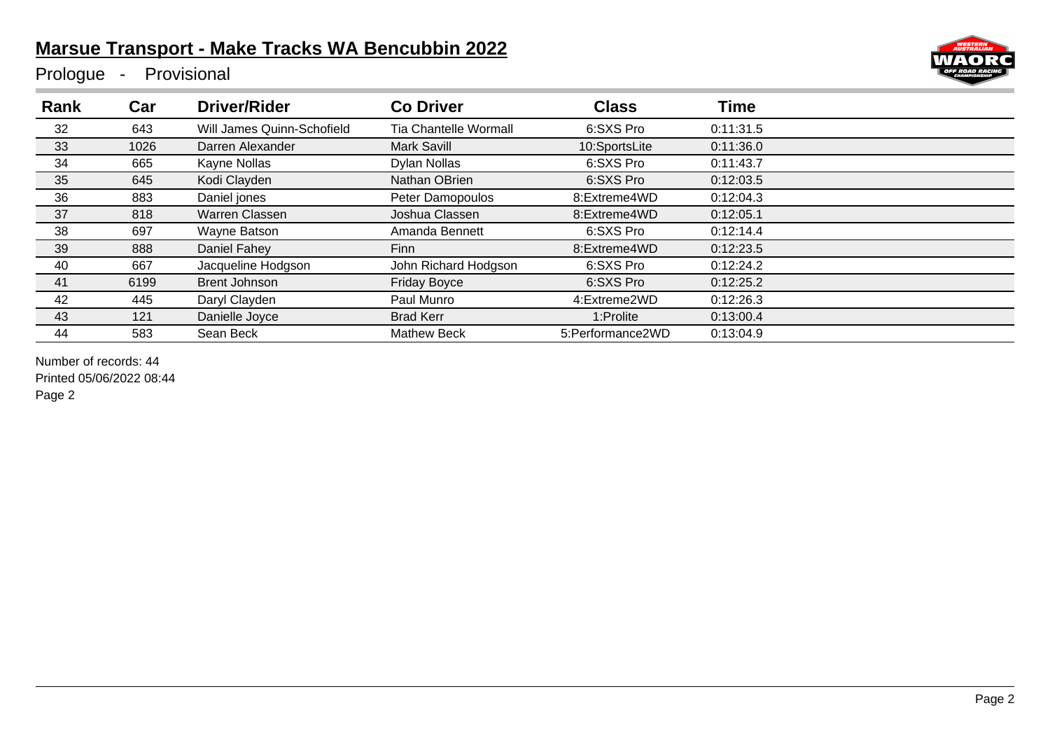# Marsue Transport - Make Tracks WA Bencubbin 2022

Prologue - Provisional

| Rank | Car | Driver/Rider | Co Driver | Class | Time |
|---|---|---|---|---|---|
| 32 | 643 | Will James Quinn-Schofield | Tia Chantelle Wormall | 6:SXS Pro | 0:11:31.5 |
| 33 | 1026 | Darren Alexander | Mark Savill | 10:SportsLite | 0:11:36.0 |
| 34 | 665 | Kayne Nollas | Dylan Nollas | 6:SXS Pro | 0:11:43.7 |
| 35 | 645 | Kodi Clayden | Nathan OBrien | 6:SXS Pro | 0:12:03.5 |
| 36 | 883 | Daniel jones | Peter Damopoulos | 8:Extreme4WD | 0:12:04.3 |
| 37 | 818 | Warren Classen | Joshua Classen | 8:Extreme4WD | 0:12:05.1 |
| 38 | 697 | Wayne Batson | Amanda Bennett | 6:SXS Pro | 0:12:14.4 |
| 39 | 888 | Daniel Fahey | Finn | 8:Extreme4WD | 0:12:23.5 |
| 40 | 667 | Jacqueline Hodgson | John Richard Hodgson | 6:SXS Pro | 0:12:24.2 |
| 41 | 6199 | Brent Johnson | Friday Boyce | 6:SXS Pro | 0:12:25.2 |
| 42 | 445 | Daryl Clayden | Paul Munro | 4:Extreme2WD | 0:12:26.3 |
| 43 | 121 | Danielle Joyce | Brad Kerr | 1:Prolite | 0:13:00.4 |
| 44 | 583 | Sean Beck | Mathew Beck | 5:Performance2WD | 0:13:04.9 |

Number of records: 44

Printed 05/06/2022 08:44